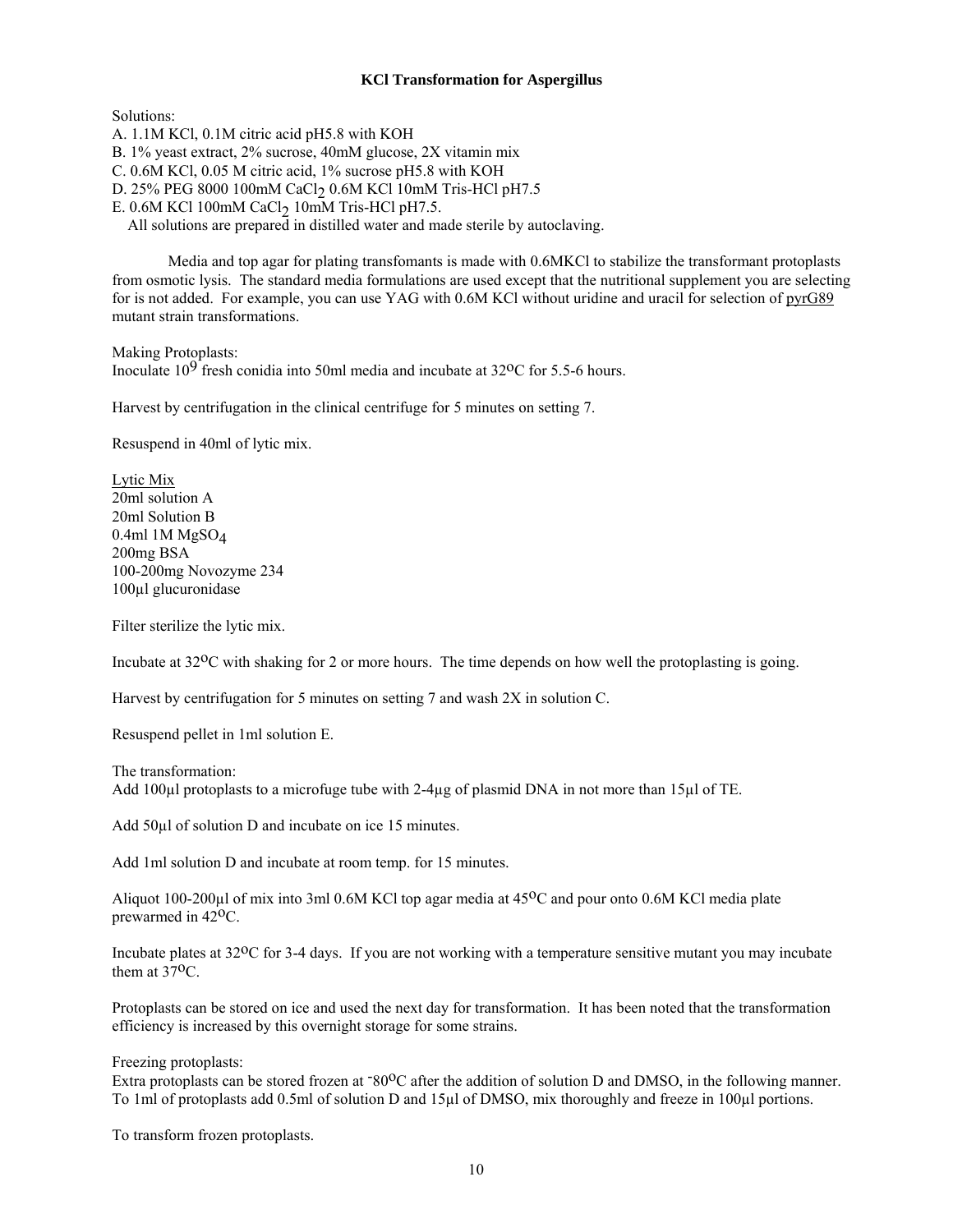# KCl Transformation for Aspergillus

Solutions:

A. 1.1M KCl, 0.1M citric acid pH5.8 with KOH
B. 1% yeast extract, 2% sucrose, 40mM glucose, 2X vitamin mix
C. 0.6M KCl, 0.05 M citric acid, 1% sucrose pH5.8 with KOH
D. 25% PEG 8000 100mM $CaCl_2$ 0.6M KCl 10mM Tris-HCl pH7.5
E. 0.6M KCl 100mM $CaCl_2$ 10mM Tris-HCl pH7.5.

All solutions are prepared in distilled water and made sterile by autoclaving.

Media and top agar for plating transfomants is made with 0.6MKCl to stabilize the transformant protoplasts from osmotic lysis. The standard media formulations are used except that the nutritional supplement you are selecting for is not added. For example, you can use YAG with 0.6M KCl without uridine and uracil for selection of <u>pyrG89</u> mutant strain transformations.

Making Protoplasts:
Inoculate $10^9$ fresh conidia into 50ml media and incubate at 32°C for 5.5-6 hours.

Harvest by centrifugation in the clinical centrifuge for 5 minutes on setting 7.

Resuspend in 40ml of lytic mix.

<u>Lytic Mix</u>
20ml solution A
20ml Solution B
0.4ml 1M $MgSO_4$
200mg BSA
100-200mg Novozyme 234
100µl glucuronidase

Filter sterilize the lytic mix.

Incubate at 32°C with shaking for 2 or more hours. The time depends on how well the protoplasting is going.

Harvest by centrifugation for 5 minutes on setting 7 and wash 2X in solution C.

Resuspend pellet in 1ml solution E.

The transformation:
Add 100µl protoplasts to a microfuge tube with 2-4µg of plasmid DNA in not more than 15µl of TE.

Add 50µl of solution D and incubate on ice 15 minutes.

Add 1ml solution D and incubate at room temp. for 15 minutes.

Aliquot 100-200µl of mix into 3ml 0.6M KCl top agar media at 45°C and pour onto 0.6M KCl media plate prewarmed in 42°C.

Incubate plates at 32°C for 3-4 days. If you are not working with a temperature sensitive mutant you may incubate them at 37°C.

Protoplasts can be stored on ice and used the next day for transformation. It has been noted that the transformation efficiency is increased by this overnight storage for some strains.

Freezing protoplasts:
Extra protoplasts can be stored frozen at -80°C after the addition of solution D and DMSO, in the following manner. To 1ml of protoplasts add 0.5ml of solution D and 15µl of DMSO, mix thoroughly and freeze in 100µl portions.

To transform frozen protoplasts.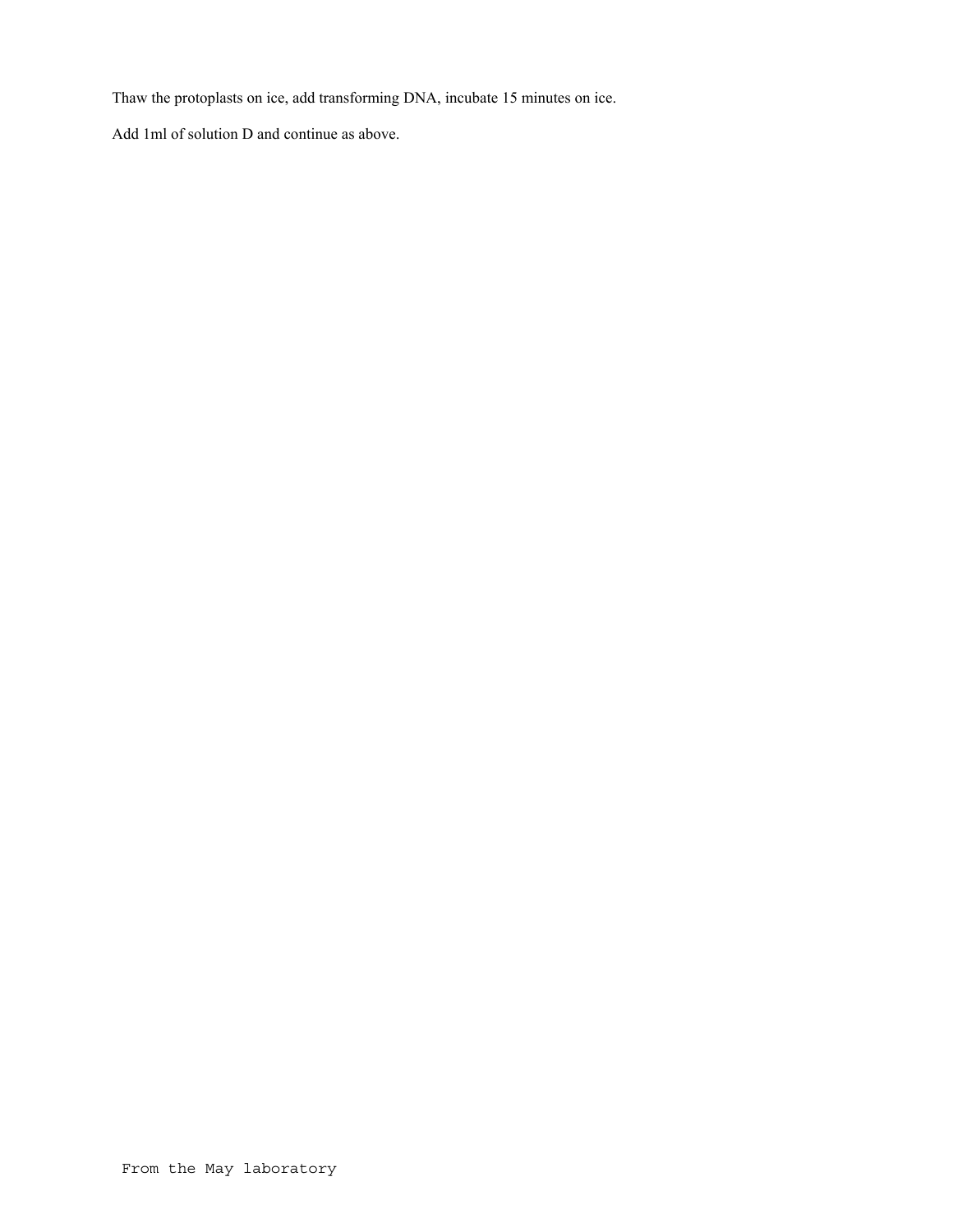Thaw the protoplasts on ice, add transforming DNA, incubate 15 minutes on ice.

Add 1ml of solution D and continue as above.

From the May laboratory